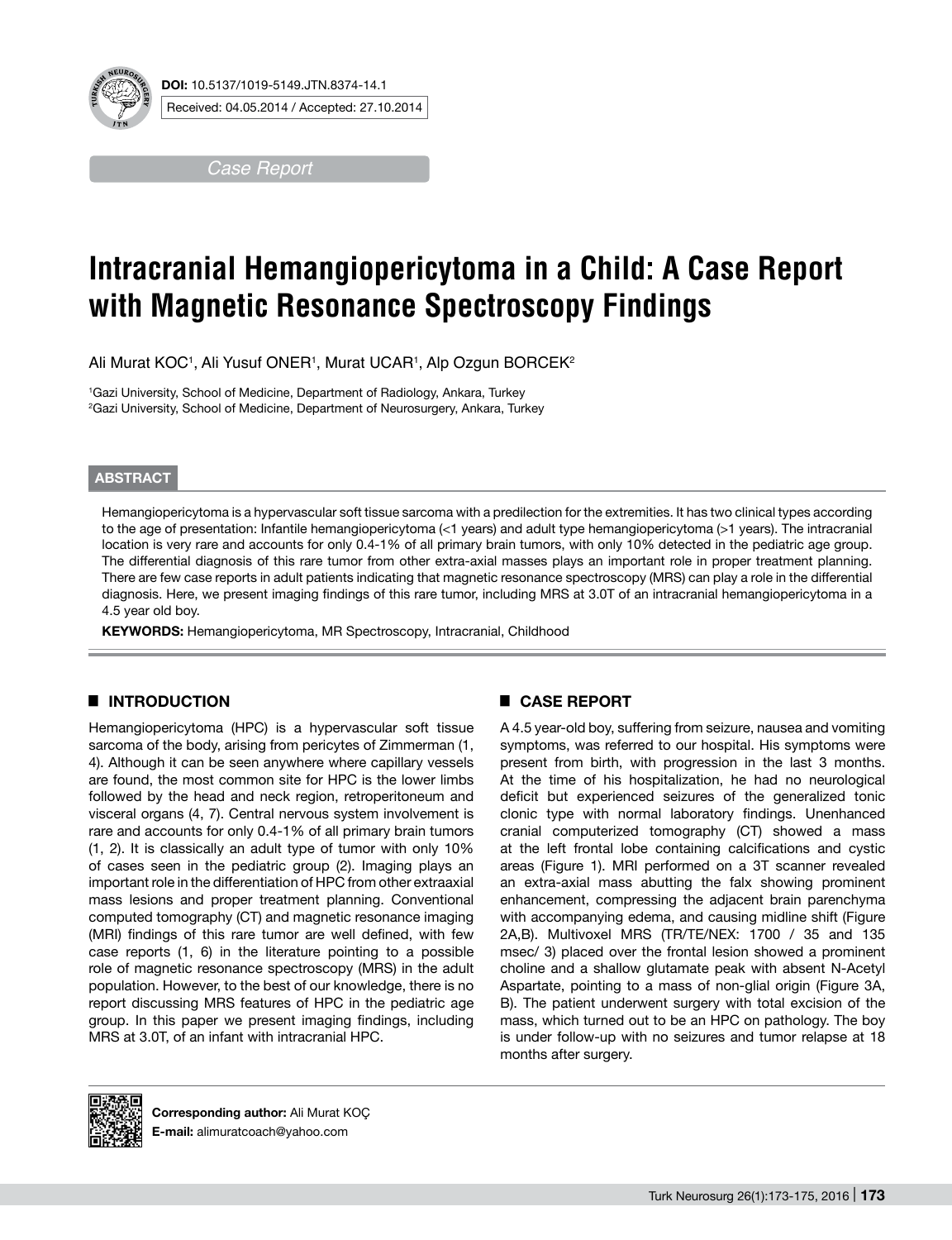**DOI:** 10.5137/1019-5149.JTN.8374-14.1

Received: 04.05.2014 / Accepted: 27.10.2014

*Case Report*

# Intracranial Hemangiopericytoma in a Child: A Case Report with Magnetic Resonance Spectroscopy Findings

Ali Murat KOC[1], Ali Yusuf ONER[1], Murat UCAR[1], Alp Ozgun BORCEK[2]

[1]Gazi University, School of Medicine, Department of Radiology, Ankara, Turkey
[2]Gazi University, School of Medicine, Department of Neurosurgery, Ankara, Turkey

## ABSTRACT

Hemangiopericytoma is a hypervascular soft tissue sarcoma with a predilection for the extremities. It has two clinical types according to the age of presentation: Infantile hemangiopericytoma (<1 years) and adult type hemangiopericytoma (>1 years). The intracranial location is very rare and accounts for only 0.4-1% of all primary brain tumors, with only 10% detected in the pediatric age group. The differential diagnosis of this rare tumor from other extra-axial masses plays an important role in proper treatment planning. There are few case reports in adult patients indicating that magnetic resonance spectroscopy (MRS) can play a role in the differential diagnosis. Here, we present imaging findings of this rare tumor, including MRS at 3.0T of an intracranial hemangiopericytoma in a 4.5 year old boy.

**KEYWORDS:** Hemangiopericytoma, MR Spectroscopy, Intracranial, Childhood

## INTRODUCTION

Hemangiopericytoma (HPC) is a hypervascular soft tissue sarcoma of the body, arising from pericytes of Zimmerman (1, 4). Although it can be seen anywhere where capillary vessels are found, the most common site for HPC is the lower limbs followed by the head and neck region, retroperitoneum and visceral organs (4, 7). Central nervous system involvement is rare and accounts for only 0.4-1% of all primary brain tumors (1, 2). It is classically an adult type of tumor with only 10% of cases seen in the pediatric group (2). Imaging plays an important role in the differentiation of HPC from other extraaxial mass lesions and proper treatment planning. Conventional computed tomography (CT) and magnetic resonance imaging (MRI) findings of this rare tumor are well defined, with few case reports (1, 6) in the literature pointing to a possible role of magnetic resonance spectroscopy (MRS) in the adult population. However, to the best of our knowledge, there is no report discussing MRS features of HPC in the pediatric age group. In this paper we present imaging findings, including MRS at 3.0T, of an infant with intracranial HPC.

## CASE REPORT

A 4.5 year-old boy, suffering from seizure, nausea and vomiting symptoms, was referred to our hospital. His symptoms were present from birth, with progression in the last 3 months. At the time of his hospitalization, he had no neurological deficit but experienced seizures of the generalized tonic clonic type with normal laboratory findings. Unenhanced cranial computerized tomography (CT) showed a mass at the left frontal lobe containing calcifications and cystic areas (Figure 1). MRI performed on a 3T scanner revealed an extra-axial mass abutting the falx showing prominent enhancement, compressing the adjacent brain parenchyma with accompanying edema, and causing midline shift (Figure 2A,B). Multivoxel MRS (TR/TE/NEX: 1700 / 35 and 135 msec/ 3) placed over the frontal lesion showed a prominent choline and a shallow glutamate peak with absent N-Acetyl Aspartate, pointing to a mass of non-glial origin (Figure 3A, B). The patient underwent surgery with total excision of the mass, which turned out to be an HPC on pathology. The boy is under follow-up with no seizures and tumor relapse at 18 months after surgery.

**Corresponding author:** Ali Murat KOÇ
**E-mail:** alimuratcoach@yahoo.com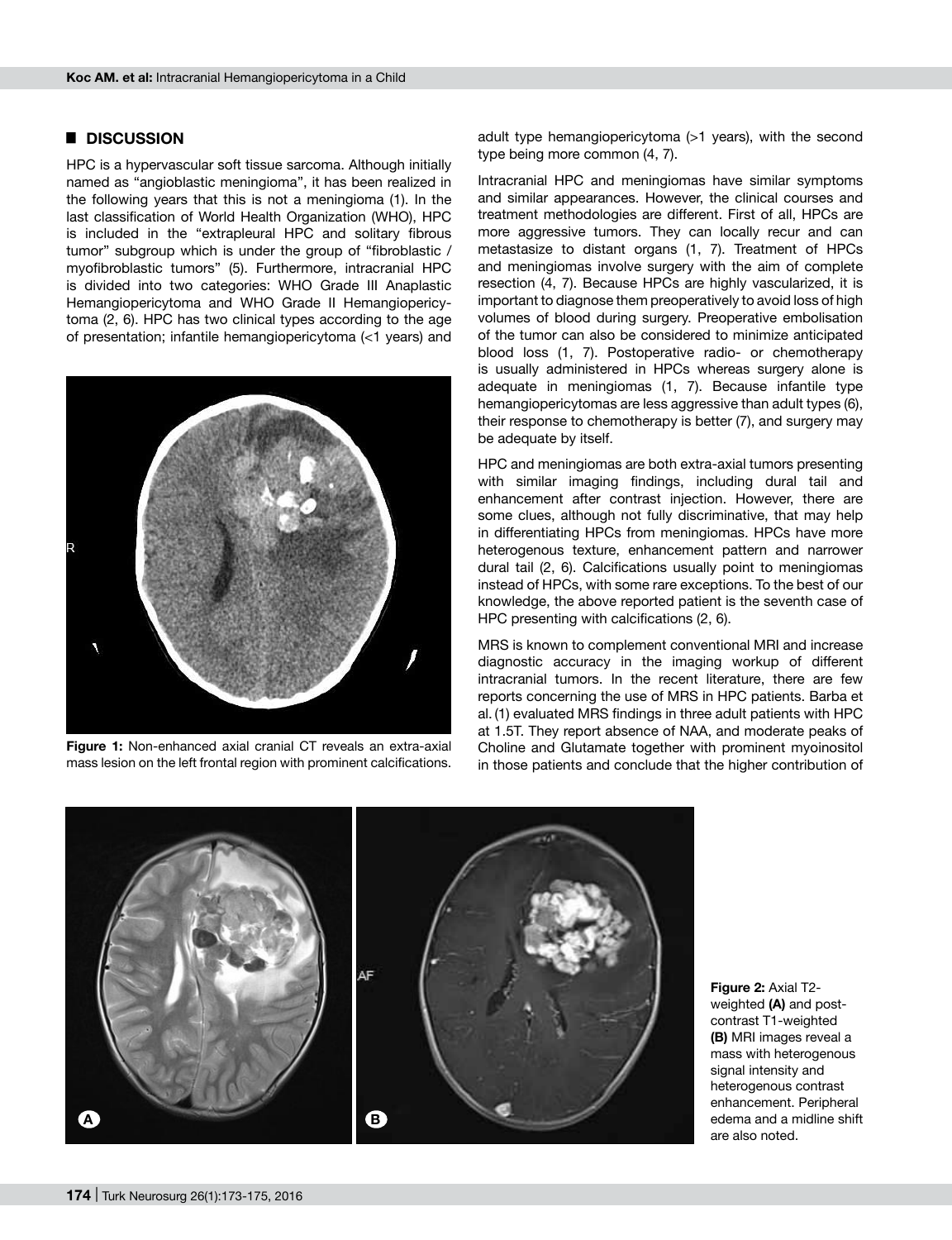## ■ DISCUSSION

HPC is a hypervascular soft tissue sarcoma. Although initially named as "angioblastic meningioma", it has been realized in the following years that this is not a meningioma (1). In the last classification of World Health Organization (WHO), HPC is included in the "extrapleural HPC and solitary fibrous tumor" subgroup which is under the group of "fibroblastic / myofibroblastic tumors" (5). Furthermore, intracranial HPC is divided into two categories: WHO Grade III Anaplastic Hemangiopericytoma and WHO Grade II Hemangiopericytoma (2, 6). HPC has two clinical types according to the age of presentation; infantile hemangiopericytoma (<1 years) and adult type hemangiopericytoma (>1 years), with the second type being more common (4, 7).

**Figure 1:** Non-enhanced axial cranial CT reveals an extra-axial mass lesion on the left frontal region with prominent calcifications.

Intracranial HPC and meningiomas have similar symptoms and similar appearances. However, the clinical courses and treatment methodologies are different. First of all, HPCs are more aggressive tumors. They can locally recur and can metastasize to distant organs (1, 7). Treatment of HPCs and meningiomas involve surgery with the aim of complete resection (4, 7). Because HPCs are highly vascularized, it is important to diagnose them preoperatively to avoid loss of high volumes of blood during surgery. Preoperative embolisation of the tumor can also be considered to minimize anticipated blood loss (1, 7). Postoperative radio- or chemotherapy is usually administered in HPCs whereas surgery alone is adequate in meningiomas (1, 7). Because infantile type hemangiopericytomas are less aggressive than adult types (6), their response to chemotherapy is better (7), and surgery may be adequate by itself.

HPC and meningiomas are both extra-axial tumors presenting with similar imaging findings, including dural tail and enhancement after contrast injection. However, there are some clues, although not fully discriminative, that may help in differentiating HPCs from meningiomas. HPCs have more heterogenous texture, enhancement pattern and narrower dural tail (2, 6). Calcifications usually point to meningiomas instead of HPCs, with some rare exceptions. To the best of our knowledge, the above reported patient is the seventh case of HPC presenting with calcifications (2, 6).

MRS is known to complement conventional MRI and increase diagnostic accuracy in the imaging workup of different intracranial tumors. In the recent literature, there are few reports concerning the use of MRS in HPC patients. Barba et al. (1) evaluated MRS findings in three adult patients with HPC at 1.5T. They report absence of NAA, and moderate peaks of Choline and Glutamate together with prominent myoinositol in those patients and conclude that the higher contribution of

**Figure 2:** Axial T2-weighted **(A)** and post-contrast T1-weighted **(B)** MRI images reveal a mass with heterogenous signal intensity and heterogenous contrast enhancement. Peripheral edema and a midline shift are also noted.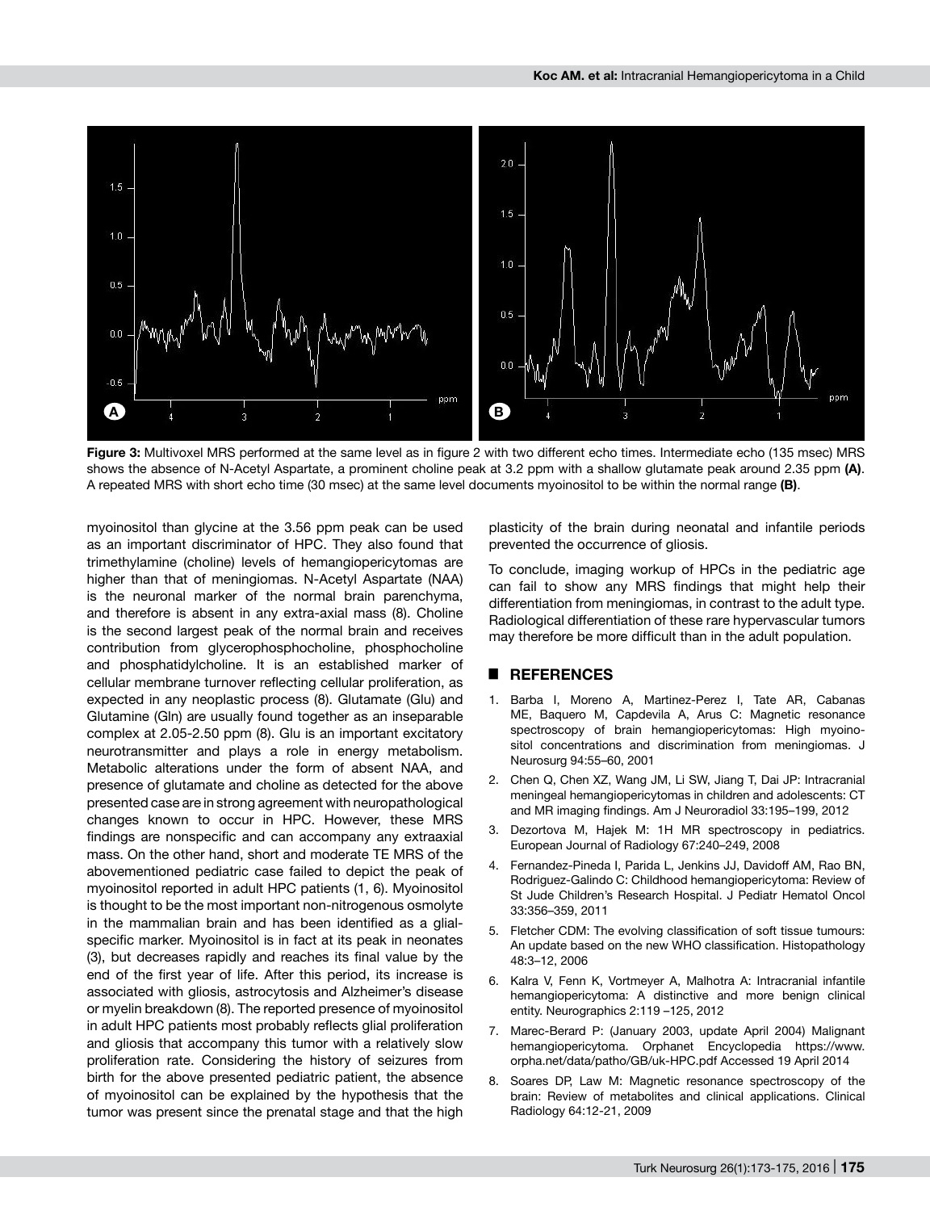A

1.5
1.0
0.5
0.0
-0.5

4 3 2 1 ppm

B

2.0
1.5
1.0
0.5
0.0

4 3 2 1 ppm

**Figure 3:** Multivoxel MRS performed at the same level as in figure 2 with two different echo times. Intermediate echo (135 msec) MRS shows the absence of N-Acetyl Aspartate, a prominent choline peak at 3.2 ppm with a shallow glutamate peak around 2.35 ppm **(A)**. A repeated MRS with short echo time (30 msec) at the same level documents myoinositol to be within the normal range **(B)**.

myoinositol than glycine at the 3.56 ppm peak can be used as an important discriminator of HPC. They also found that trimethylamine (choline) levels of hemangiopericytomas are higher than that of meningiomas. N-Acetyl Aspartate (NAA) is the neuronal marker of the normal brain parenchyma, and therefore is absent in any extra-axial mass (8). Choline is the second largest peak of the normal brain and receives contribution from glycerophosphocholine, phosphocholine and phosphatidylcholine. It is an established marker of cellular membrane turnover reflecting cellular proliferation, as expected in any neoplastic process (8). Glutamate (Glu) and Glutamine (Gln) are usually found together as an inseparable complex at 2.05-2.50 ppm (8). Glu is an important excitatory neurotransmitter and plays a role in energy metabolism. Metabolic alterations under the form of absent NAA, and presence of glutamate and choline as detected for the above presented case are in strong agreement with neuropathological changes known to occur in HPC. However, these MRS findings are nonspecific and can accompany any extraaxial mass. On the other hand, short and moderate TE MRS of the abovementioned pediatric case failed to depict the peak of myoinositol reported in adult HPC patients (1, 6). Myoinositol is thought to be the most important non-nitrogenous osmolyte in the mammalian brain and has been identified as a glial-specific marker. Myoinositol is in fact at its peak in neonates (3), but decreases rapidly and reaches its final value by the end of the first year of life. After this period, its increase is associated with gliosis, astrocytosis and Alzheimer's disease or myelin breakdown (8). The reported presence of myoinositol in adult HPC patients most probably reflects glial proliferation and gliosis that accompany this tumor with a relatively slow proliferation rate. Considering the history of seizures from birth for the above presented pediatric patient, the absence of myoinositol can be explained by the hypothesis that the tumor was present since the prenatal stage and that the high plasticity of the brain during neonatal and infantile periods prevented the occurrence of gliosis.

To conclude, imaging workup of HPCs in the pediatric age can fail to show any MRS findings that might help their differentiation from meningiomas, in contrast to the adult type. Radiological differentiation of these rare hypervascular tumors may therefore be more difficult than in the adult population.

## REFERENCES

1. Barba I, Moreno A, Martinez-Perez I, Tate AR, Cabanas ME, Baquero M, Capdevila A, Arus C: Magnetic resonance spectroscopy of brain hemangiopericytomas: High myoinositol concentrations and discrimination from meningiomas. J Neurosurg 94:55–60, 2001
2. Chen Q, Chen XZ, Wang JM, Li SW, Jiang T, Dai JP: Intracranial meningeal hemangiopericytomas in children and adolescents: CT and MR imaging findings. Am J Neuroradiol 33:195–199, 2012
3. Dezortova M, Hajek M: 1H MR spectroscopy in pediatrics. European Journal of Radiology 67:240–249, 2008
4. Fernandez-Pineda I, Parida L, Jenkins JJ, Davidoff AM, Rao BN, Rodriguez-Galindo C: Childhood hemangiopericytoma: Review of St Jude Children's Research Hospital. J Pediatr Hematol Oncol 33:356–359, 2011
5. Fletcher CDM: The evolving classification of soft tissue tumours: An update based on the new WHO classification. Histopathology 48:3–12, 2006
6. Kalra V, Fenn K, Vortmeyer A, Malhotra A: Intracranial infantile hemangiopericytoma: A distinctive and more benign clinical entity. Neurographics 2:119 –125, 2012
7. Marec-Berard P: (January 2003, update April 2004) Malignant hemangiopericytoma. Orphanet Encyclopedia https://www.orpha.net/data/patho/GB/uk-HPC.pdf Accessed 19 April 2014
8. Soares DP, Law M: Magnetic resonance spectroscopy of the brain: Review of metabolites and clinical applications. Clinical Radiology 64:12-21, 2009